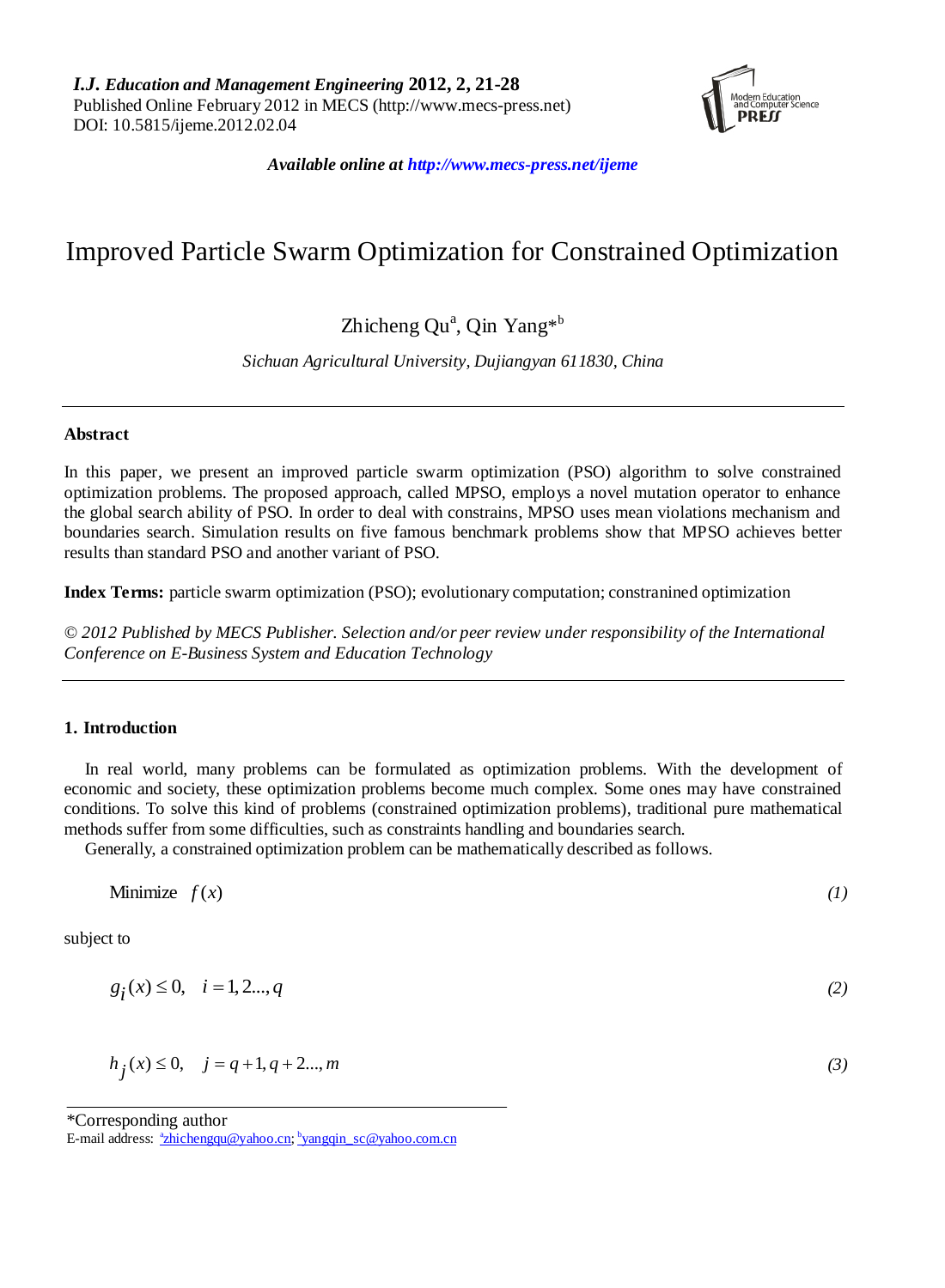# Improved Particle Swarm Optimization for Constrained Optimization

Zhicheng Qu[a], Qin Yang*[b]

*Sichuan Agricultural University, Dujiangyan 611830, China*

---

### Abstract

In this paper, we present an improved particle swarm optimization (PSO) algorithm to solve constrained optimization problems. The proposed approach, called MPSO, employs a novel mutation operator to enhance the global search ability of PSO. In order to deal with constrains, MPSO uses mean violations mechanism and boundaries search. Simulation results on five famous benchmark problems show that MPSO achieves better results than standard PSO and another variant of PSO.

**Index Terms:** particle swarm optimization (PSO); evolutionary computation; constranined optimization

*© 2012 Published by MECS Publisher. Selection and/or peer review under responsibility of the International Conference on E-Business System and Education Technology*

---

## 1. Introduction

In real world, many problems can be formulated as optimization problems. With the development of economic and society, these optimization problems become much complex. Some ones may have constrained conditions. To solve this kind of problems (constrained optimization problems), traditional pure mathematical methods suffer from some difficulties, such as constraints handling and boundaries search.

Generally, a constrained optimization problem can be mathematically described as follows.

$$\text{Minimize} \quad f(x) \tag{1}$$

subject to

$$g_i(x) \leq 0, \quad i = 1, 2..., q \tag{2}$$

$$h_j(x) \leq 0, \quad j = q+1, q+2..., m \tag{3}$$

---

*Corresponding author

E-mail address: [a]zhichengqu@yahoo.cn; [b]yangqin_sc@yahoo.com.cn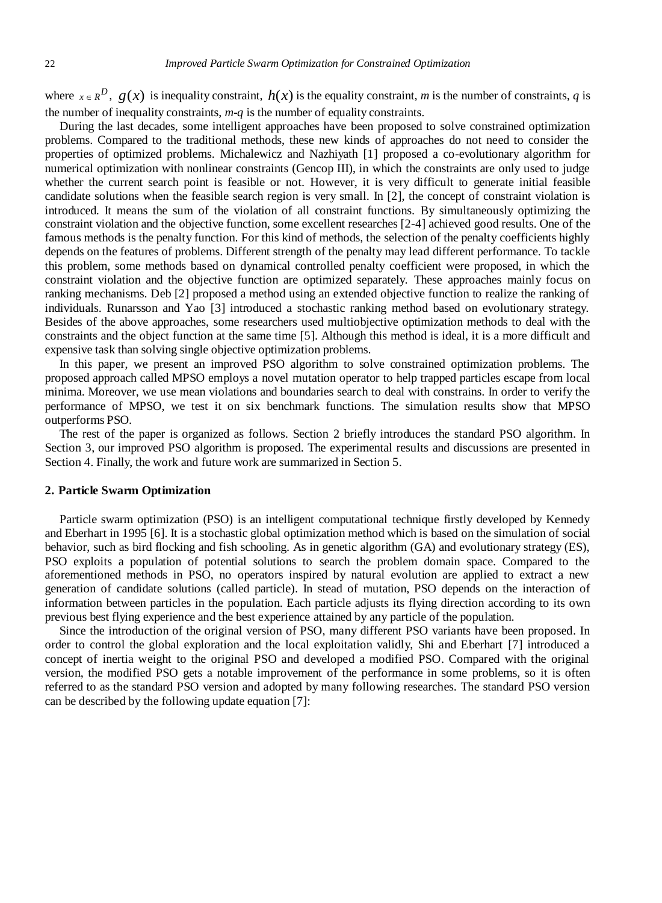where $x \in R^D$, $g(x)$ is inequality constraint, $h(x)$ is the equality constraint, *m* is the number of constraints, *q* is the number of inequality constraints, *m-q* is the number of equality constraints.

During the last decades, some intelligent approaches have been proposed to solve constrained optimization problems. Compared to the traditional methods, these new kinds of approaches do not need to consider the properties of optimized problems. Michalewicz and Nazhiyath [1] proposed a co-evolutionary algorithm for numerical optimization with nonlinear constraints (Gencop III), in which the constraints are only used to judge whether the current search point is feasible or not. However, it is very difficult to generate initial feasible candidate solutions when the feasible search region is very small. In [2], the concept of constraint violation is introduced. It means the sum of the violation of all constraint functions. By simultaneously optimizing the constraint violation and the objective function, some excellent researches [2-4] achieved good results. One of the famous methods is the penalty function. For this kind of methods, the selection of the penalty coefficients highly depends on the features of problems. Different strength of the penalty may lead different performance. To tackle this problem, some methods based on dynamical controlled penalty coefficient were proposed, in which the constraint violation and the objective function are optimized separately. These approaches mainly focus on ranking mechanisms. Deb [2] proposed a method using an extended objective function to realize the ranking of individuals. Runarsson and Yao [3] introduced a stochastic ranking method based on evolutionary strategy. Besides of the above approaches, some researchers used multiobjective optimization methods to deal with the constraints and the object function at the same time [5]. Although this method is ideal, it is a more difficult and expensive task than solving single objective optimization problems.

In this paper, we present an improved PSO algorithm to solve constrained optimization problems. The proposed approach called MPSO employs a novel mutation operator to help trapped particles escape from local minima. Moreover, we use mean violations and boundaries search to deal with constrains. In order to verify the performance of MPSO, we test it on six benchmark functions. The simulation results show that MPSO outperforms PSO.

The rest of the paper is organized as follows. Section 2 briefly introduces the standard PSO algorithm. In Section 3, our improved PSO algorithm is proposed. The experimental results and discussions are presented in Section 4. Finally, the work and future work are summarized in Section 5.

## 2. Particle Swarm Optimization

Particle swarm optimization (PSO) is an intelligent computational technique firstly developed by Kennedy and Eberhart in 1995 [6]. It is a stochastic global optimization method which is based on the simulation of social behavior, such as bird flocking and fish schooling. As in genetic algorithm (GA) and evolutionary strategy (ES), PSO exploits a population of potential solutions to search the problem domain space. Compared to the aforementioned methods in PSO, no operators inspired by natural evolution are applied to extract a new generation of candidate solutions (called particle). In stead of mutation, PSO depends on the interaction of information between particles in the population. Each particle adjusts its flying direction according to its own previous best flying experience and the best experience attained by any particle of the population.

Since the introduction of the original version of PSO, many different PSO variants have been proposed. In order to control the global exploration and the local exploitation validly, Shi and Eberhart [7] introduced a concept of inertia weight to the original PSO and developed a modified PSO. Compared with the original version, the modified PSO gets a notable improvement of the performance in some problems, so it is often referred to as the standard PSO version and adopted by many following researches. The standard PSO version can be described by the following update equation [7]: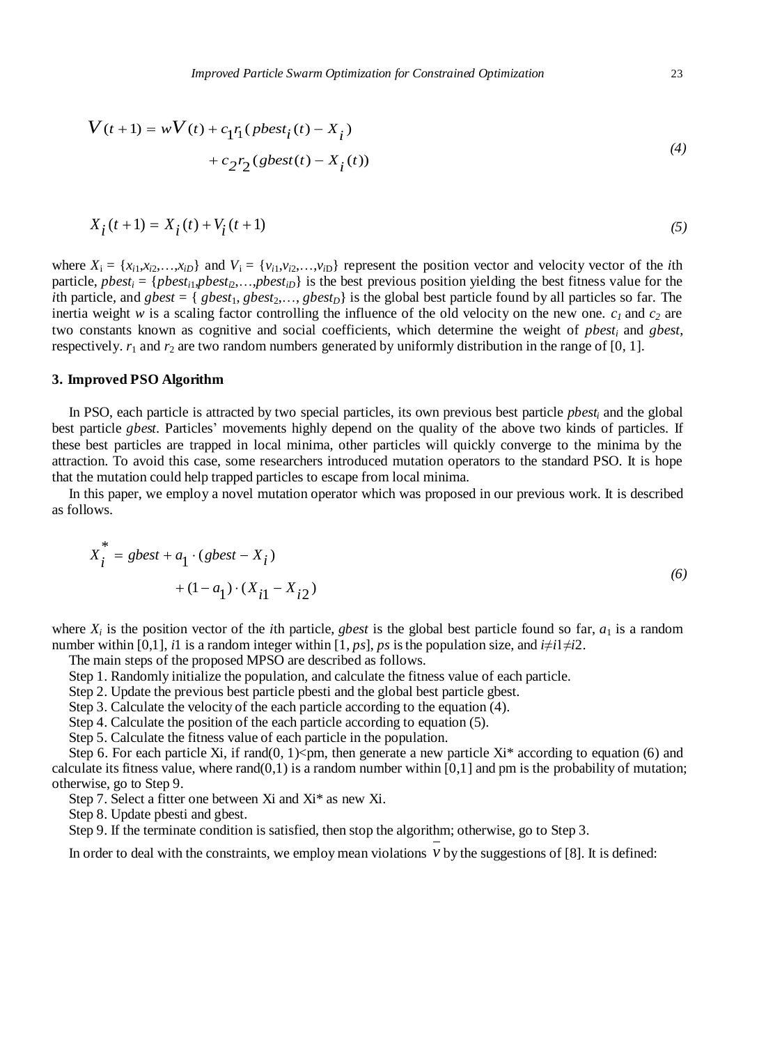$$V(t+1) = wV(t) + c_1 r_1 (pbest_i(t) - X_i) + c_2 r_2 (gbest(t) - X_i(t)) \tag{4}$$

$$X_i(t+1) = X_i(t) + V_i(t+1) \tag{5}$$

where $X_i = \{x_{i1}, x_{i2}, \ldots, x_{iD}\}$ and $V_i = \{v_{i1}, v_{i2}, \ldots, v_{iD}\}$ represent the position vector and velocity vector of the $i$th particle, $pbest_i = \{pbest_{i1}, pbest_{i2}, \ldots, pbest_{iD}\}$ is the best previous position yielding the best fitness value for the $i$th particle, and $gbest = \{gbest_1, gbest_2, \ldots, gbest_D\}$ is the global best particle found by all particles so far. The inertia weight $w$ is a scaling factor controlling the influence of the old velocity on the new one. $c_1$ and $c_2$ are two constants known as cognitive and social coefficients, which determine the weight of $pbest_i$ and $gbest$, respectively. $r_1$ and $r_2$ are two random numbers generated by uniformly distribution in the range of [0, 1].

### 3. Improved PSO Algorithm

In PSO, each particle is attracted by two special particles, its own previous best particle $pbest_i$ and the global best particle *gbest*. Particles' movements highly depend on the quality of the above two kinds of particles. If these best particles are trapped in local minima, other particles will quickly converge to the minima by the attraction. To avoid this case, some researchers introduced mutation operators to the standard PSO. It is hope that the mutation could help trapped particles to escape from local minima.

In this paper, we employ a novel mutation operator which was proposed in our previous work. It is described as follows.

$$X_i^* = gbest + a_1 \cdot (gbest - X_i) + (1 - a_1) \cdot (X_{i1} - X_{i2}) \tag{6}$$

where $X_i$ is the position vector of the $i$th particle, *gbest* is the global best particle found so far, $a_1$ is a random number within [0,1], $i1$ is a random integer within [1, $ps$], $ps$ is the population size, and $i \neq i1 \neq i2$.

The main steps of the proposed MPSO are described as follows.

Step 1. Randomly initialize the population, and calculate the fitness value of each particle.

Step 2. Update the previous best particle pbesti and the global best particle gbest.

Step 3. Calculate the velocity of the each particle according to the equation (4).

Step 4. Calculate the position of the each particle according to equation (5).

Step 5. Calculate the fitness value of each particle in the population.

Step 6. For each particle Xi, if rand(0, 1)<pm, then generate a new particle Xi* according to equation (6) and calculate its fitness value, where rand(0,1) is a random number within [0,1] and pm is the probability of mutation; otherwise, go to Step 9.

Step 7. Select a fitter one between Xi and Xi* as new Xi.

Step 8. Update pbesti and gbest.

Step 9. If the terminate condition is satisfied, then stop the algorithm; otherwise, go to Step 3.

In order to deal with the constraints, we employ mean violations $\bar{v}$ by the suggestions of [8]. It is defined: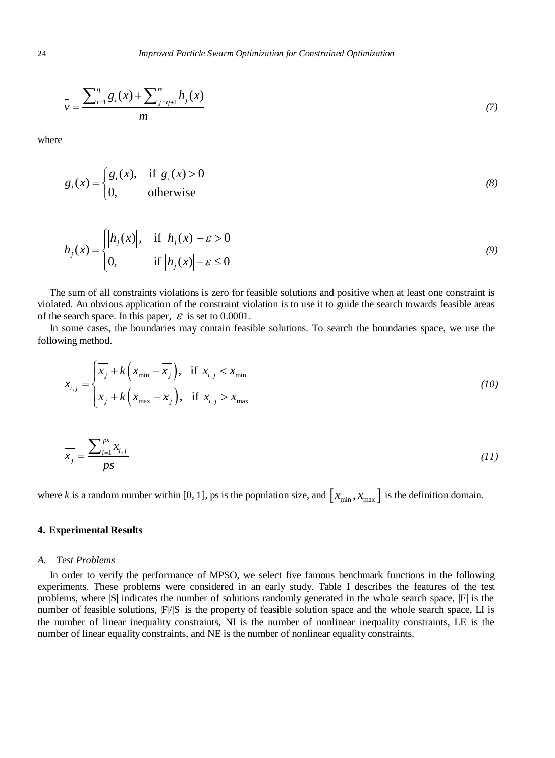$$\bar{v} = \frac{\sum_{i=1}^{q} g_i(x) + \sum_{j=q+1}^{m} h_j(x)}{m} \tag{7}$$

where

$$g_i(x) = \begin{cases} g_i(x), & \text{if } g_i(x) > 0 \\ 0, & \text{otherwise} \end{cases} \tag{8}$$

$$h_j(x) = \begin{cases} \left|h_j(x)\right|, & \text{if } \left|h_j(x)\right| - \varepsilon > 0 \\ 0, & \text{if } \left|h_j(x)\right| - \varepsilon \le 0 \end{cases} \tag{9}$$

The sum of all constraints violations is zero for feasible solutions and positive when at least one constraint is violated. An obvious application of the constraint violation is to use it to guide the search towards feasible areas of the search space. In this paper, $\varepsilon$ is set to 0.0001.

In some cases, the boundaries may contain feasible solutions. To search the boundaries space, we use the following method.

$$x_{i,j} = \begin{cases} \overline{x_j} + k\left(x_{\min} - \overline{x_j}\right), & \text{if } x_{i,j} < x_{\min} \\ \overline{x_j} + k\left(x_{\max} - \overline{x_j}\right), & \text{if } x_{i,j} > x_{\max} \end{cases} \tag{10}$$

$$\overline{x_j} = \frac{\sum_{i=1}^{ps} x_{i,j}}{ps} \tag{11}$$

where $k$ is a random number within [0, 1], ps is the population size, and $\left[x_{\min}, x_{\max}\right]$ is the definition domain.

## 4. Experimental Results

### A. Test Problems

In order to verify the performance of MPSO, we select five famous benchmark functions in the following experiments. These problems were considered in an early study. Table I describes the features of the test problems, where |S| indicates the number of solutions randomly generated in the whole search space, |F| is the number of feasible solutions, |F|/|S| is the property of feasible solution space and the whole search space, LI is the number of linear inequality constraints, NI is the number of nonlinear inequality constraints, LE is the number of linear equality constraints, and NE is the number of nonlinear equality constraints.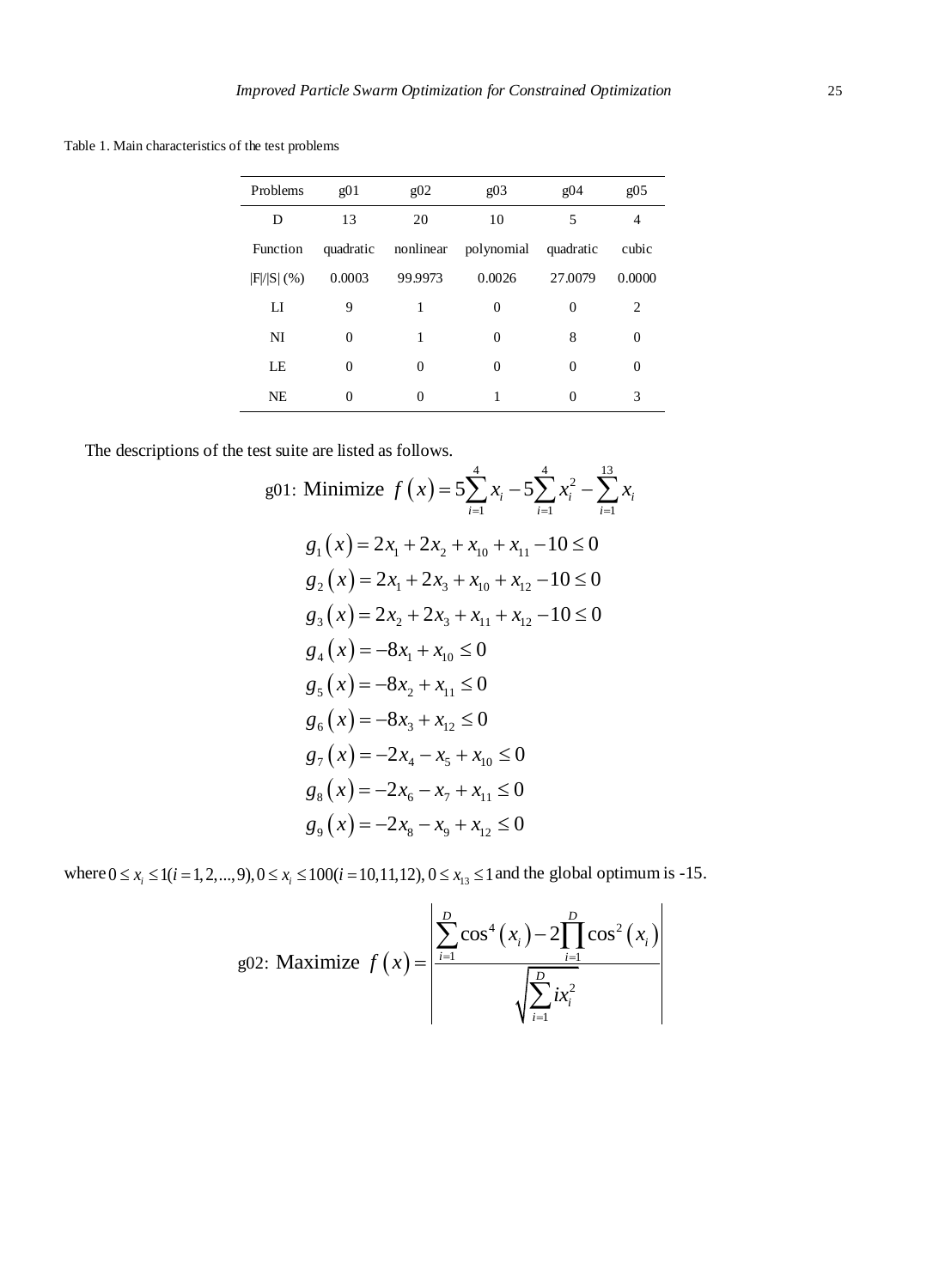Table 1. Main characteristics of the test problems

| Problems | g01 | g02 | g03 | g04 | g05 |
|---|---|---|---|---|---|
| D | 13 | 20 | 10 | 5 | 4 |
| Function | quadratic | nonlinear | polynomial | quadratic | cubic |
| \|F\|/\|S\| (%) | 0.0003 | 99.9973 | 0.0026 | 27.0079 | 0.0000 |
| LI | 9 | 1 | 0 | 0 | 2 |
| NI | 0 | 1 | 0 | 8 | 0 |
| LE | 0 | 0 | 0 | 0 | 0 |
| NE | 0 | 0 | 1 | 0 | 3 |

The descriptions of the test suite are listed as follows.

$$\text{g01: Minimize } f\left(x\right)=5\sum_{i=1}^{4}x_i-5\sum_{i=1}^{4}x_i^2-\sum_{i=1}^{13}x_i$$

$$g_1\left(x\right)=2x_1+2x_2+x_{10}+x_{11}-10\le 0$$

$$g_2\left(x\right)=2x_1+2x_3+x_{10}+x_{12}-10\le 0$$

$$g_3\left(x\right)=2x_2+2x_3+x_{11}+x_{12}-10\le 0$$

$$g_4\left(x\right)=-8x_1+x_{10}\le 0$$

$$g_5\left(x\right)=-8x_2+x_{11}\le 0$$

$$g_6\left(x\right)=-8x_3+x_{12}\le 0$$

$$g_7\left(x\right)=-2x_4-x_5+x_{10}\le 0$$

$$g_8\left(x\right)=-2x_6-x_7+x_{11}\le 0$$

$$g_9\left(x\right)=-2x_8-x_9+x_{12}\le 0$$

where $0\le x_i\le 1(i=1,2,...,9), 0\le x_i\le 100(i=10,11,12), 0\le x_{13}\le 1$ and the global optimum is -15.

$$\text{g02: Maximize } f\left(x\right)=\left|\frac{\sum_{i=1}^{D}\cos^4\left(x_i\right)-2\prod_{i=1}^{D}\cos^2\left(x_i\right)}{\sqrt{\sum_{i=1}^{D}ix_i^2}}\right|$$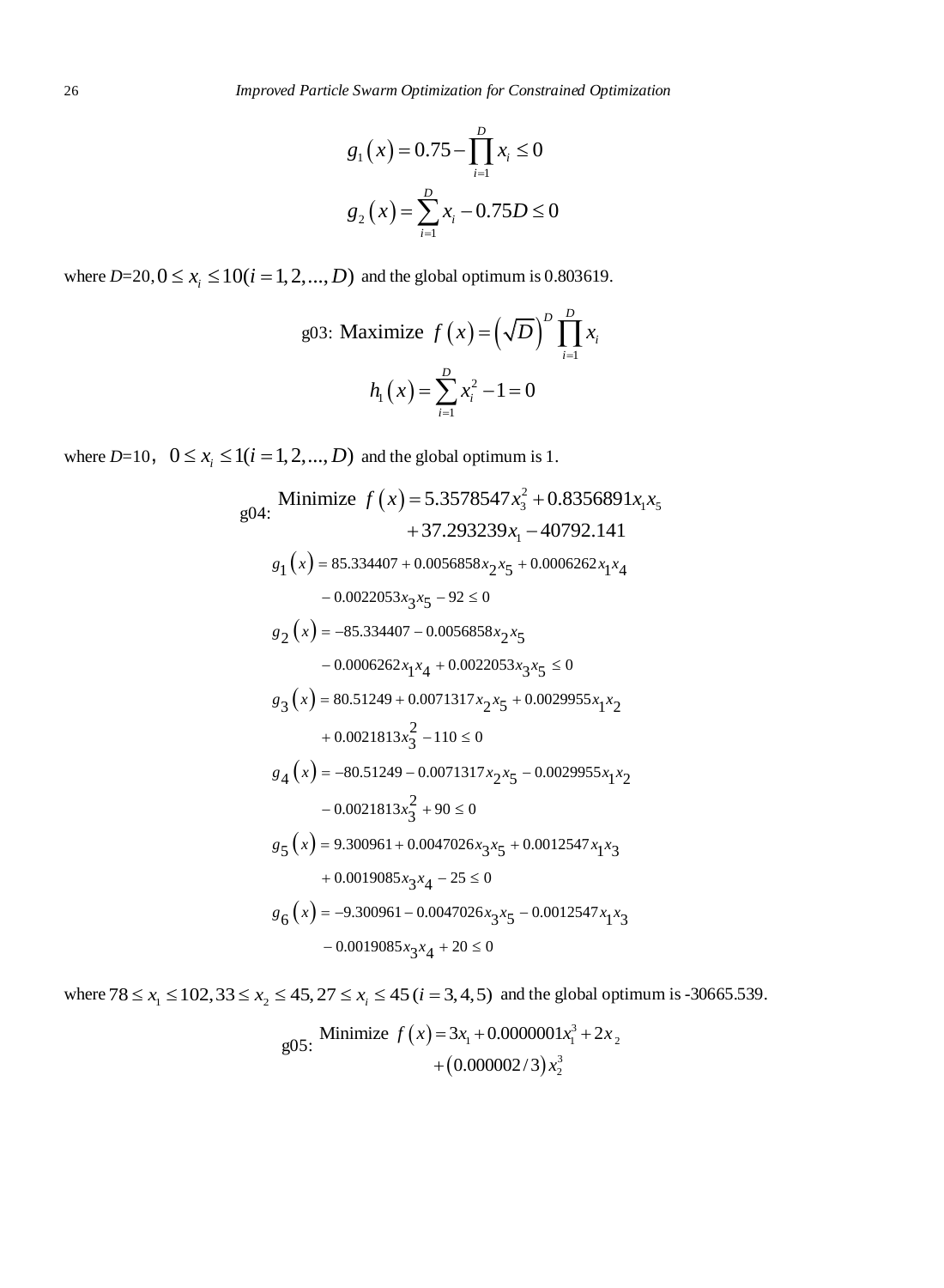$$g_1(x) = 0.75 - \prod_{i=1}^{D} x_i \le 0$$

$$g_2(x) = \sum_{i=1}^{D} x_i - 0.75D \le 0$$

where $D$=20, $0 \le x_i \le 10 (i = 1, 2, ..., D)$ and the global optimum is 0.803619.

g03: Maximize $f(x) = \left(\sqrt{D}\right)^D \prod_{i=1}^{D} x_i$

$$h_1(x) = \sum_{i=1}^{D} x_i^2 - 1 = 0$$

where $D$=10, $0 \le x_i \le 1 (i = 1, 2, ..., D)$ and the global optimum is 1.

g04: Minimize $f(x) = 5.3578547x_3^2 + 0.8356891x_1x_5 + 37.293239x_1 - 40792.141$

$$g_1(x) = 85.334407 + 0.0056858x_2x_5 + 0.0006262x_1x_4 - 0.0022053x_3x_5 - 92 \le 0$$

$$g_2(x) = -85.334407 - 0.0056858x_2x_5 - 0.0006262x_1x_4 + 0.0022053x_3x_5 \le 0$$

$$g_3(x) = 80.51249 + 0.0071317x_2x_5 + 0.0029955x_1x_2 + 0.0021813x_3^2 - 110 \le 0$$

$$g_4(x) = -80.51249 - 0.0071317x_2x_5 - 0.0029955x_1x_2 - 0.0021813x_3^2 + 90 \le 0$$

$$g_5(x) = 9.300961 + 0.0047026x_3x_5 + 0.0012547x_1x_3 + 0.0019085x_3x_4 - 25 \le 0$$

$$g_6(x) = -9.300961 - 0.0047026x_3x_5 - 0.0012547x_1x_3 - 0.0019085x_3x_4 + 20 \le 0$$

where $78 \le x_1 \le 102, 33 \le x_2 \le 45, 27 \le x_i \le 45 \, (i = 3, 4, 5)$ and the global optimum is -30665.539.

g05: Minimize $f(x) = 3x_1 + 0.000001x_1^3 + 2x_2 + (0.000002/3)x_2^3$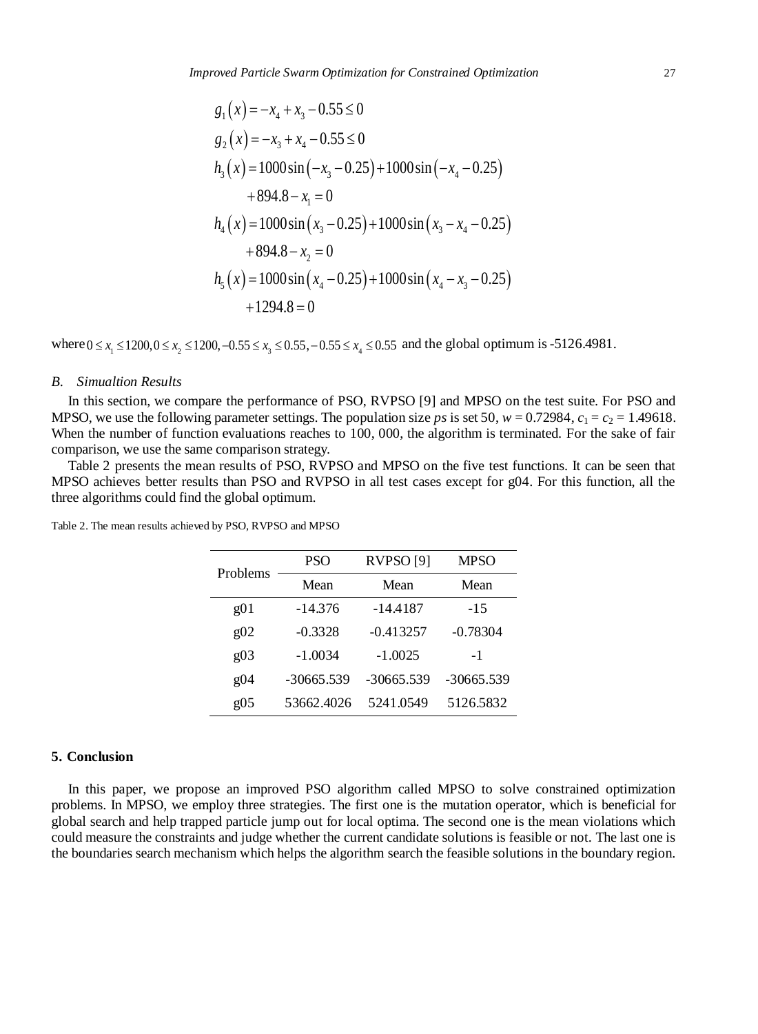$$g_1(x) = -x_4 + x_3 - 0.55 \le 0$$

$$g_2(x) = -x_3 + x_4 - 0.55 \le 0$$

$$h_3(x) = 1000\sin(-x_3 - 0.25) + 1000\sin(-x_4 - 0.25) + 894.8 - x_1 = 0$$

$$h_4(x) = 1000\sin(x_3 - 0.25) + 1000\sin(x_3 - x_4 - 0.25) + 894.8 - x_2 = 0$$

$$h_5(x) = 1000\sin(x_4 - 0.25) + 1000\sin(x_4 - x_3 - 0.25) + 1294.8 = 0$$

where $0 \le x_1 \le 1200, 0 \le x_2 \le 1200, -0.55 \le x_3 \le 0.55, -0.55 \le x_4 \le 0.55$ and the global optimum is -5126.4981.

### *B. Simualtion Results*

In this section, we compare the performance of PSO, RVPSO [9] and MPSO on the test suite. For PSO and MPSO, we use the following parameter settings. The population size *ps* is set 50, $w = 0.72984$, $c_1 = c_2 = 1.49618$. When the number of function evaluations reaches to 100, 000, the algorithm is terminated. For the sake of fair comparison, we use the same comparison strategy.

Table 2 presents the mean results of PSO, RVPSO and MPSO on the five test functions. It can be seen that MPSO achieves better results than PSO and RVPSO in all test cases except for g04. For this function, all the three algorithms could find the global optimum.

Table 2. The mean results achieved by PSO, RVPSO and MPSO

| Problems | PSO | RVPSO [9] | MPSO |
|---|---|---|---|
| | Mean | Mean | Mean |
| g01 | -14.376 | -14.4187 | -15 |
| g02 | -0.3328 | -0.413257 | -0.78304 |
| g03 | -1.0034 | -1.0025 | -1 |
| g04 | -30665.539 | -30665.539 | -30665.539 |
| g05 | 53662.4026 | 5241.0549 | 5126.5832 |

## 5. Conclusion

In this paper, we propose an improved PSO algorithm called MPSO to solve constrained optimization problems. In MPSO, we employ three strategies. The first one is the mutation operator, which is beneficial for global search and help trapped particle jump out for local optima. The second one is the mean violations which could measure the constraints and judge whether the current candidate solutions is feasible or not. The last one is the boundaries search mechanism which helps the algorithm search the feasible solutions in the boundary region.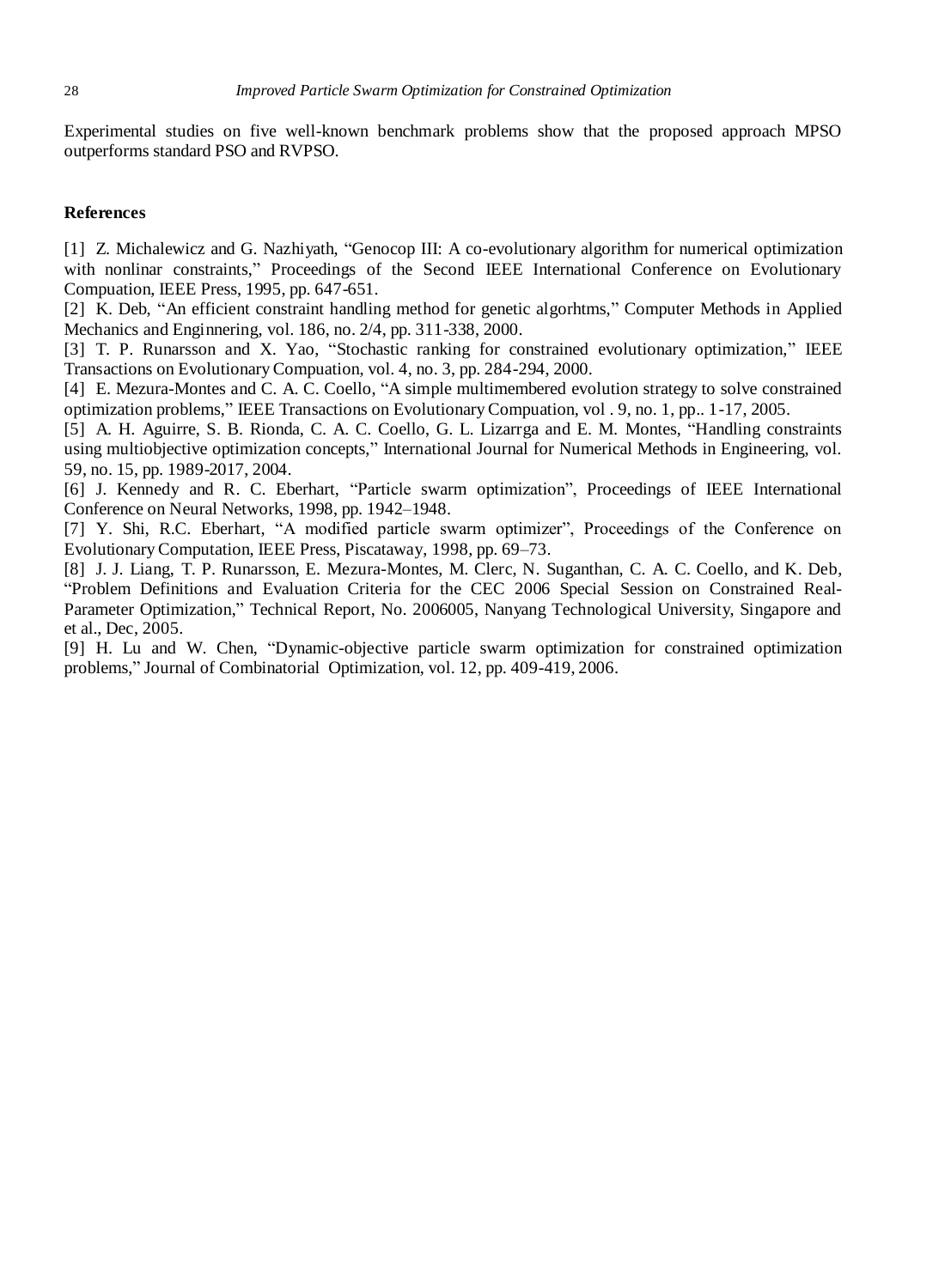Experimental studies on five well-known benchmark problems show that the proposed approach MPSO outperforms standard PSO and RVPSO.

**References**

[1] Z. Michalewicz and G. Nazhiyath, "Genocop III: A co-evolutionary algorithm for numerical optimization with nonlinar constraints," Proceedings of the Second IEEE International Conference on Evolutionary Compuation, IEEE Press, 1995, pp. 647-651.

[2] K. Deb, "An efficient constraint handling method for genetic algorhtms," Computer Methods in Applied Mechanics and Enginnering, vol. 186, no. 2/4, pp. 311-338, 2000.

[3] T. P. Runarsson and X. Yao, "Stochastic ranking for constrained evolutionary optimization," IEEE Transactions on Evolutionary Compuation, vol. 4, no. 3, pp. 284-294, 2000.

[4] E. Mezura-Montes and C. A. C. Coello, "A simple multimembered evolution strategy to solve constrained optimization problems," IEEE Transactions on Evolutionary Compuation, vol . 9, no. 1, pp.. 1-17, 2005.

[5] A. H. Aguirre, S. B. Rionda, C. A. C. Coello, G. L. Lizarrga and E. M. Montes, "Handling constraints using multiobjective optimization concepts," International Journal for Numerical Methods in Engineering, vol. 59, no. 15, pp. 1989-2017, 2004.

[6] J. Kennedy and R. C. Eberhart, "Particle swarm optimization", Proceedings of IEEE International Conference on Neural Networks, 1998, pp. 1942–1948.

[7] Y. Shi, R.C. Eberhart, "A modified particle swarm optimizer", Proceedings of the Conference on Evolutionary Computation, IEEE Press, Piscataway, 1998, pp. 69–73.

[8] J. J. Liang, T. P. Runarsson, E. Mezura-Montes, M. Clerc, N. Suganthan, C. A. C. Coello, and K. Deb, "Problem Definitions and Evaluation Criteria for the CEC 2006 Special Session on Constrained Real-Parameter Optimization," Technical Report, No. 2006005, Nanyang Technological University, Singapore and et al., Dec, 2005.

[9] H. Lu and W. Chen, "Dynamic-objective particle swarm optimization for constrained optimization problems," Journal of Combinatorial Optimization, vol. 12, pp. 409-419, 2006.